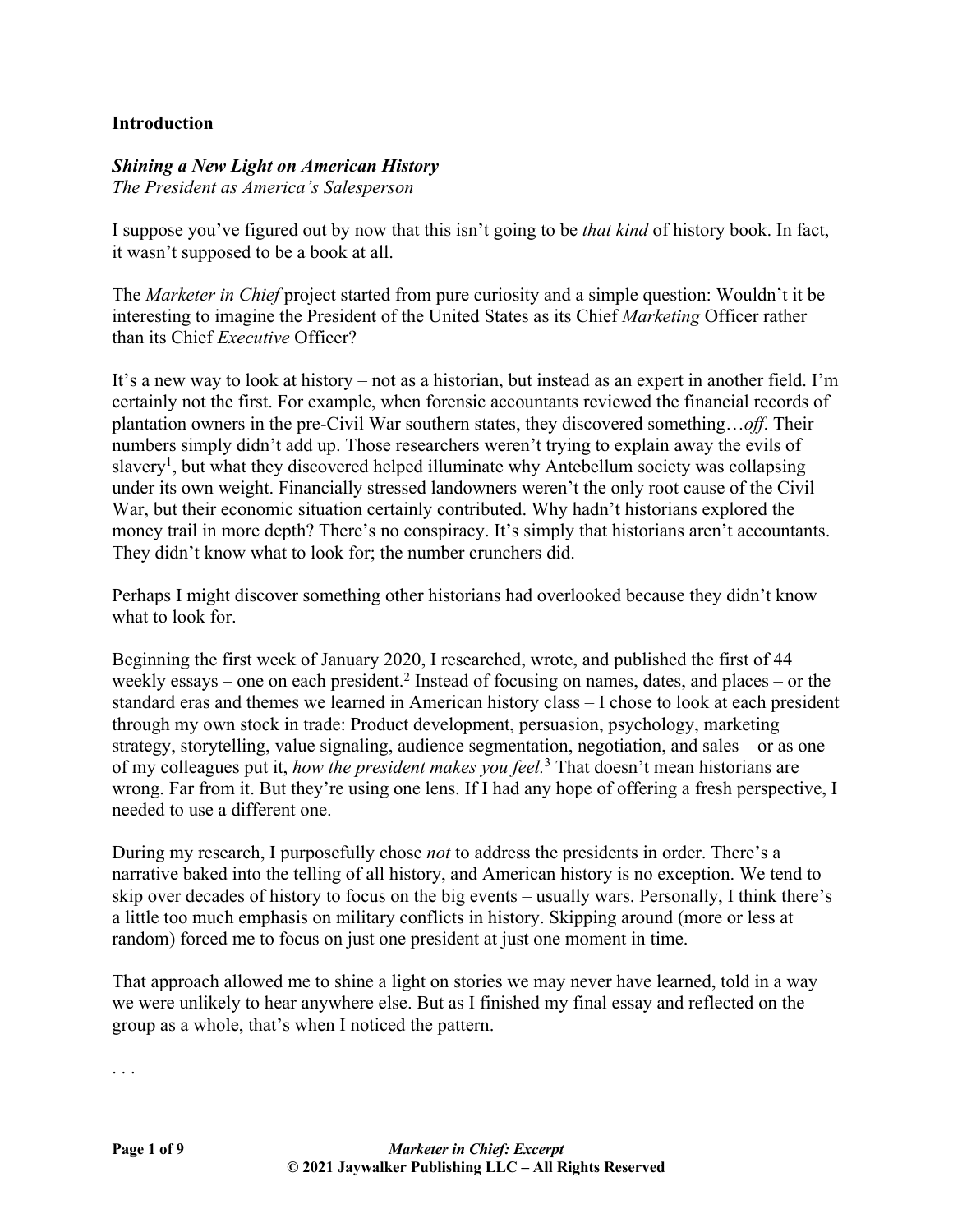## Introduction

***Shining a New Light on American History***
*The President as America's Salesperson*

I suppose you've figured out by now that this isn't going to be *that kind* of history book. In fact, it wasn't supposed to be a book at all.

The *Marketer in Chief* project started from pure curiosity and a simple question: Wouldn't it be interesting to imagine the President of the United States as its Chief *Marketing* Officer rather than its Chief *Executive* Officer?

It's a new way to look at history – not as a historian, but instead as an expert in another field. I'm certainly not the first. For example, when forensic accountants reviewed the financial records of plantation owners in the pre-Civil War southern states, they discovered something…*off*. Their numbers simply didn't add up. Those researchers weren't trying to explain away the evils of slavery[1], but what they discovered helped illuminate why Antebellum society was collapsing under its own weight. Financially stressed landowners weren't the only root cause of the Civil War, but their economic situation certainly contributed. Why hadn't historians explored the money trail in more depth? There's no conspiracy. It's simply that historians aren't accountants. They didn't know what to look for; the number crunchers did.

Perhaps I might discover something other historians had overlooked because they didn't know what to look for.

Beginning the first week of January 2020, I researched, wrote, and published the first of 44 weekly essays – one on each president.[2] Instead of focusing on names, dates, and places – or the standard eras and themes we learned in American history class – I chose to look at each president through my own stock in trade: Product development, persuasion, psychology, marketing strategy, storytelling, value signaling, audience segmentation, negotiation, and sales – or as one of my colleagues put it, *how the president makes you feel.*[3] That doesn't mean historians are wrong. Far from it. But they're using one lens. If I had any hope of offering a fresh perspective, I needed to use a different one.

During my research, I purposefully chose *not* to address the presidents in order. There's a narrative baked into the telling of all history, and American history is no exception. We tend to skip over decades of history to focus on the big events – usually wars. Personally, I think there's a little too much emphasis on military conflicts in history. Skipping around (more or less at random) forced me to focus on just one president at just one moment in time.

That approach allowed me to shine a light on stories we may never have learned, told in a way we were unlikely to hear anywhere else. But as I finished my final essay and reflected on the group as a whole, that's when I noticed the pattern.

. . .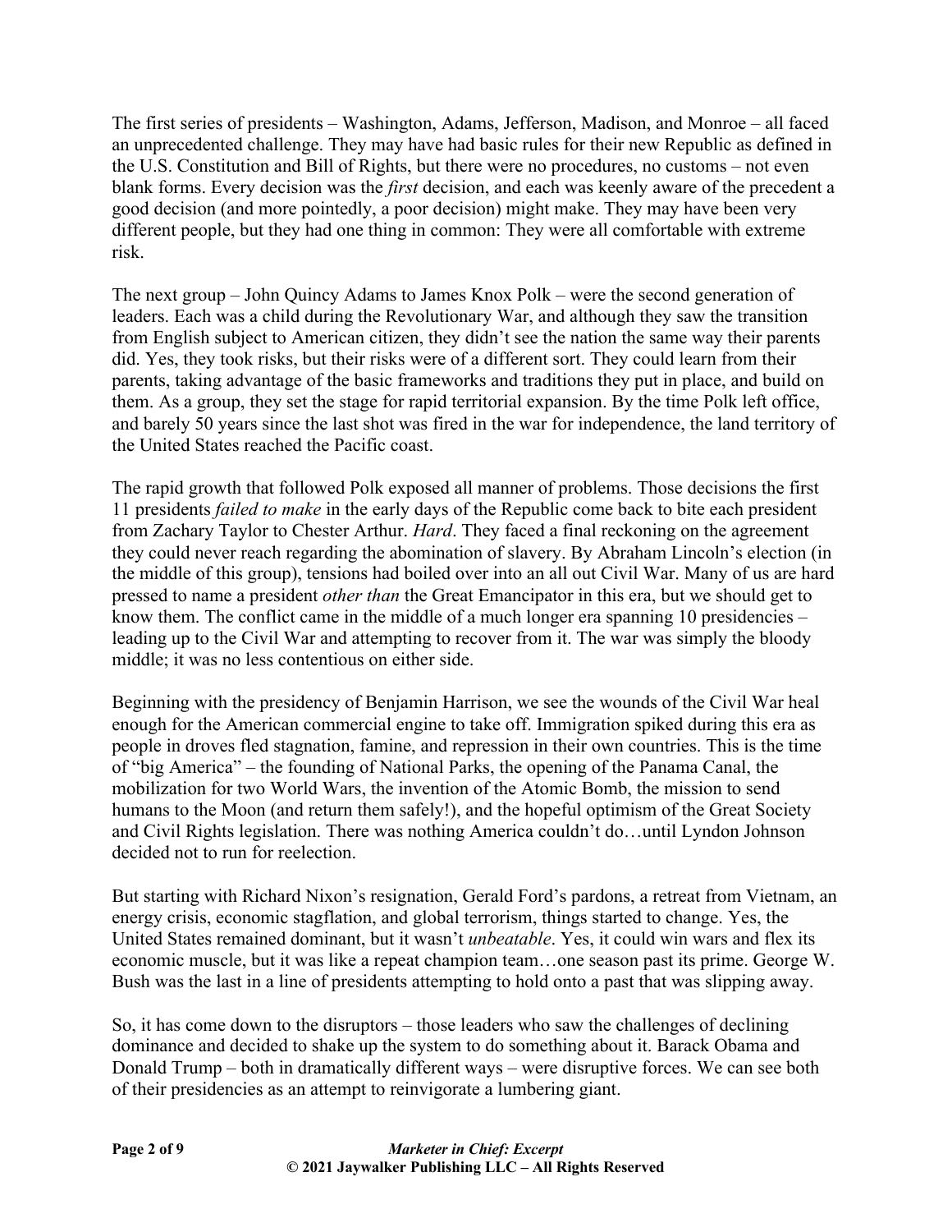The first series of presidents – Washington, Adams, Jefferson, Madison, and Monroe – all faced an unprecedented challenge. They may have had basic rules for their new Republic as defined in the U.S. Constitution and Bill of Rights, but there were no procedures, no customs – not even blank forms. Every decision was the *first* decision, and each was keenly aware of the precedent a good decision (and more pointedly, a poor decision) might make. They may have been very different people, but they had one thing in common: They were all comfortable with extreme risk.

The next group – John Quincy Adams to James Knox Polk – were the second generation of leaders. Each was a child during the Revolutionary War, and although they saw the transition from English subject to American citizen, they didn't see the nation the same way their parents did. Yes, they took risks, but their risks were of a different sort. They could learn from their parents, taking advantage of the basic frameworks and traditions they put in place, and build on them. As a group, they set the stage for rapid territorial expansion. By the time Polk left office, and barely 50 years since the last shot was fired in the war for independence, the land territory of the United States reached the Pacific coast.

The rapid growth that followed Polk exposed all manner of problems. Those decisions the first 11 presidents *failed to make* in the early days of the Republic come back to bite each president from Zachary Taylor to Chester Arthur. *Hard*. They faced a final reckoning on the agreement they could never reach regarding the abomination of slavery. By Abraham Lincoln's election (in the middle of this group), tensions had boiled over into an all out Civil War. Many of us are hard pressed to name a president *other than* the Great Emancipator in this era, but we should get to know them. The conflict came in the middle of a much longer era spanning 10 presidencies – leading up to the Civil War and attempting to recover from it. The war was simply the bloody middle; it was no less contentious on either side.

Beginning with the presidency of Benjamin Harrison, we see the wounds of the Civil War heal enough for the American commercial engine to take off. Immigration spiked during this era as people in droves fled stagnation, famine, and repression in their own countries. This is the time of "big America" – the founding of National Parks, the opening of the Panama Canal, the mobilization for two World Wars, the invention of the Atomic Bomb, the mission to send humans to the Moon (and return them safely!), and the hopeful optimism of the Great Society and Civil Rights legislation. There was nothing America couldn't do…until Lyndon Johnson decided not to run for reelection.

But starting with Richard Nixon's resignation, Gerald Ford's pardons, a retreat from Vietnam, an energy crisis, economic stagflation, and global terrorism, things started to change. Yes, the United States remained dominant, but it wasn't *unbeatable*. Yes, it could win wars and flex its economic muscle, but it was like a repeat champion team…one season past its prime. George W. Bush was the last in a line of presidents attempting to hold onto a past that was slipping away.

So, it has come down to the disruptors – those leaders who saw the challenges of declining dominance and decided to shake up the system to do something about it. Barack Obama and Donald Trump – both in dramatically different ways – were disruptive forces. We can see both of their presidencies as an attempt to reinvigorate a lumbering giant.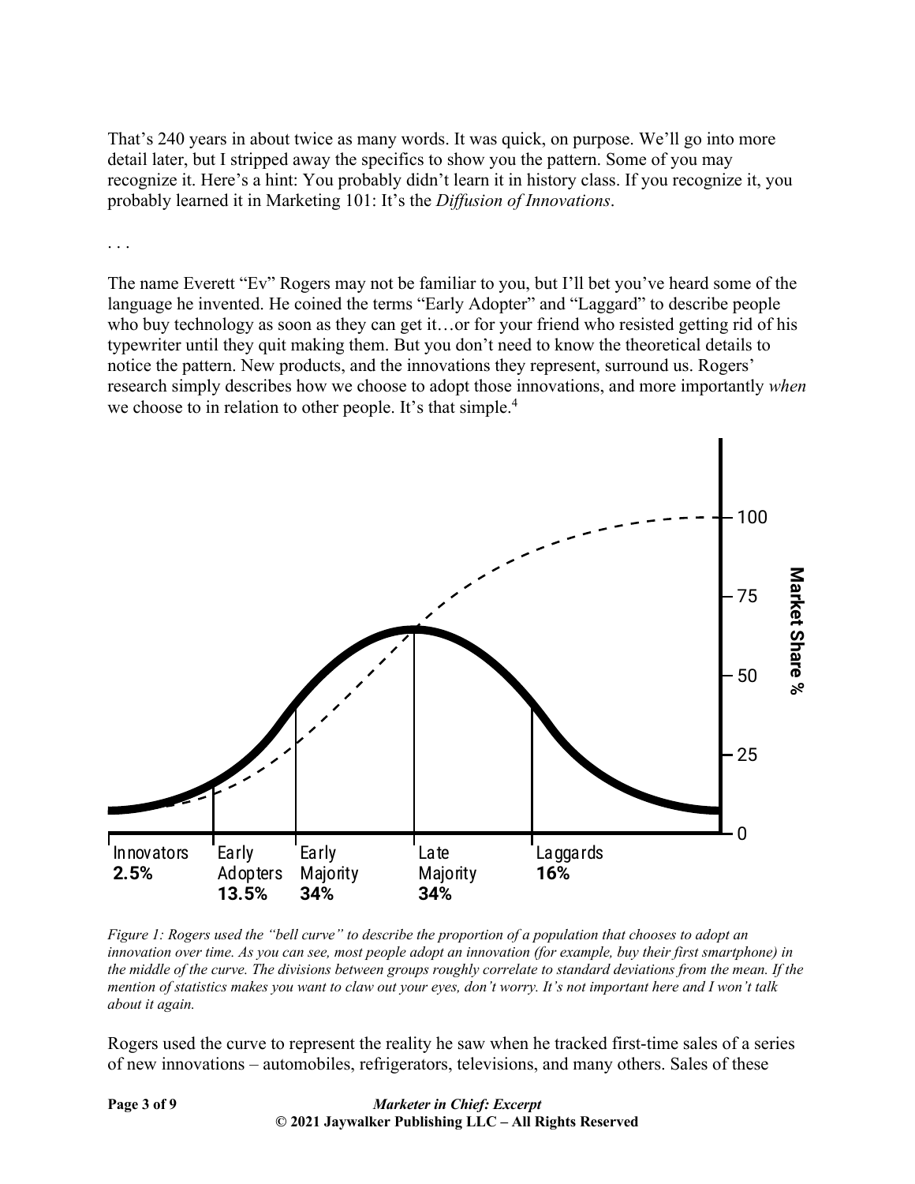That's 240 years in about twice as many words. It was quick, on purpose. We'll go into more detail later, but I stripped away the specifics to show you the pattern. Some of you may recognize it. Here's a hint: You probably didn't learn it in history class. If you recognize it, you probably learned it in Marketing 101: It's the *Diffusion of Innovations*.

. . .

The name Everett "Ev" Rogers may not be familiar to you, but I'll bet you've heard some of the language he invented. He coined the terms "Early Adopter" and "Laggard" to describe people who buy technology as soon as they can get it…or for your friend who resisted getting rid of his typewriter until they quit making them. But you don't need to know the theoretical details to notice the pattern. New products, and the innovations they represent, surround us. Rogers' research simply describes how we choose to adopt those innovations, and more importantly *when* we choose to in relation to other people. It's that simple.[4]

*Figure 1: Rogers used the "bell curve" to describe the proportion of a population that chooses to adopt an innovation over time. As you can see, most people adopt an innovation (for example, buy their first smartphone) in the middle of the curve. The divisions between groups roughly correlate to standard deviations from the mean. If the mention of statistics makes you want to claw out your eyes, don't worry. It's not important here and I won't talk about it again.*

Rogers used the curve to represent the reality he saw when he tracked first-time sales of a series of new innovations – automobiles, refrigerators, televisions, and many others. Sales of these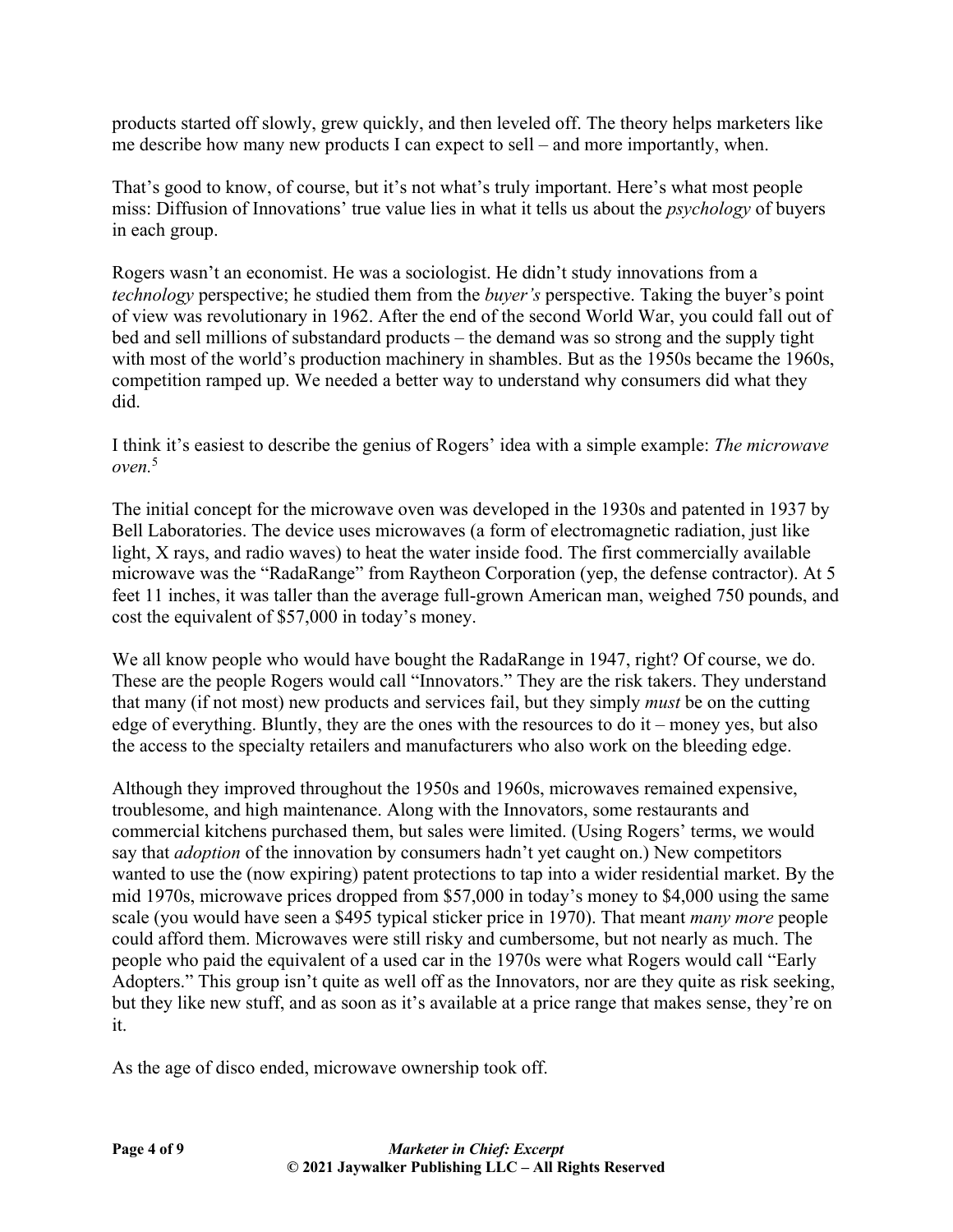products started off slowly, grew quickly, and then leveled off. The theory helps marketers like me describe how many new products I can expect to sell – and more importantly, when.

That's good to know, of course, but it's not what's truly important. Here's what most people miss: Diffusion of Innovations' true value lies in what it tells us about the *psychology* of buyers in each group.

Rogers wasn't an economist. He was a sociologist. He didn't study innovations from a *technology* perspective; he studied them from the *buyer's* perspective. Taking the buyer's point of view was revolutionary in 1962. After the end of the second World War, you could fall out of bed and sell millions of substandard products – the demand was so strong and the supply tight with most of the world's production machinery in shambles. But as the 1950s became the 1960s, competition ramped up. We needed a better way to understand why consumers did what they did.

I think it's easiest to describe the genius of Rogers' idea with a simple example: *The microwave oven.*[5]

The initial concept for the microwave oven was developed in the 1930s and patented in 1937 by Bell Laboratories. The device uses microwaves (a form of electromagnetic radiation, just like light, X rays, and radio waves) to heat the water inside food. The first commercially available microwave was the "RadaRange" from Raytheon Corporation (yep, the defense contractor). At 5 feet 11 inches, it was taller than the average full-grown American man, weighed 750 pounds, and cost the equivalent of $57,000 in today's money.

We all know people who would have bought the RadaRange in 1947, right? Of course, we do. These are the people Rogers would call "Innovators." They are the risk takers. They understand that many (if not most) new products and services fail, but they simply *must* be on the cutting edge of everything. Bluntly, they are the ones with the resources to do it – money yes, but also the access to the specialty retailers and manufacturers who also work on the bleeding edge.

Although they improved throughout the 1950s and 1960s, microwaves remained expensive, troublesome, and high maintenance. Along with the Innovators, some restaurants and commercial kitchens purchased them, but sales were limited. (Using Rogers' terms, we would say that *adoption* of the innovation by consumers hadn't yet caught on.) New competitors wanted to use the (now expiring) patent protections to tap into a wider residential market. By the mid 1970s, microwave prices dropped from $57,000 in today's money to $4,000 using the same scale (you would have seen a $495 typical sticker price in 1970). That meant *many more* people could afford them. Microwaves were still risky and cumbersome, but not nearly as much. The people who paid the equivalent of a used car in the 1970s were what Rogers would call "Early Adopters." This group isn't quite as well off as the Innovators, nor are they quite as risk seeking, but they like new stuff, and as soon as it's available at a price range that makes sense, they're on it.

As the age of disco ended, microwave ownership took off.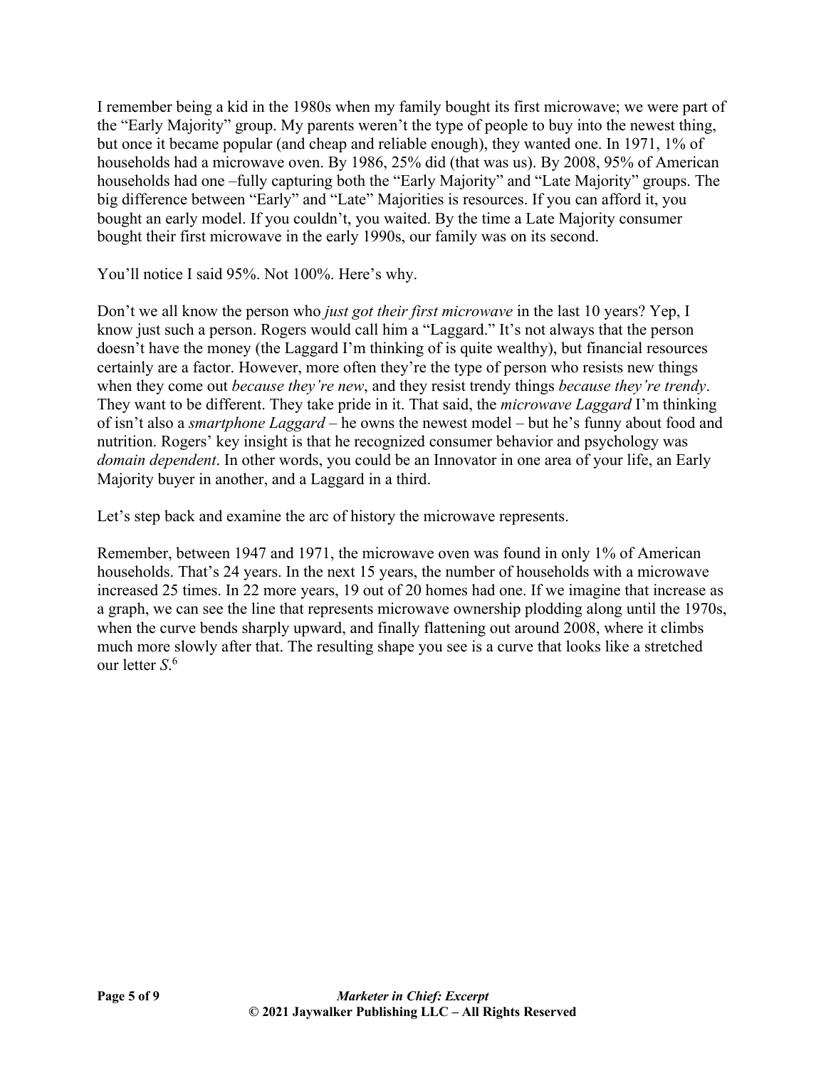I remember being a kid in the 1980s when my family bought its first microwave; we were part of the "Early Majority" group. My parents weren't the type of people to buy into the newest thing, but once it became popular (and cheap and reliable enough), they wanted one. In 1971, 1% of households had a microwave oven. By 1986, 25% did (that was us). By 2008, 95% of American households had one –fully capturing both the "Early Majority" and "Late Majority" groups. The big difference between "Early" and "Late" Majorities is resources. If you can afford it, you bought an early model. If you couldn't, you waited. By the time a Late Majority consumer bought their first microwave in the early 1990s, our family was on its second.

You'll notice I said 95%. Not 100%. Here's why.

Don't we all know the person who *just got their first microwave* in the last 10 years? Yep, I know just such a person. Rogers would call him a "Laggard." It's not always that the person doesn't have the money (the Laggard I'm thinking of is quite wealthy), but financial resources certainly are a factor. However, more often they're the type of person who resists new things when they come out *because they're new*, and they resist trendy things *because they're trendy*. They want to be different. They take pride in it. That said, the *microwave Laggard* I'm thinking of isn't also a *smartphone Laggard* – he owns the newest model – but he's funny about food and nutrition. Rogers' key insight is that he recognized consumer behavior and psychology was *domain dependent*. In other words, you could be an Innovator in one area of your life, an Early Majority buyer in another, and a Laggard in a third.

Let's step back and examine the arc of history the microwave represents.

Remember, between 1947 and 1971, the microwave oven was found in only 1% of American households. That's 24 years. In the next 15 years, the number of households with a microwave increased 25 times. In 22 more years, 19 out of 20 homes had one. If we imagine that increase as a graph, we can see the line that represents microwave ownership plodding along until the 1970s, when the curve bends sharply upward, and finally flattening out around 2008, where it climbs much more slowly after that. The resulting shape you see is a curve that looks like a stretched our letter *S*.[6]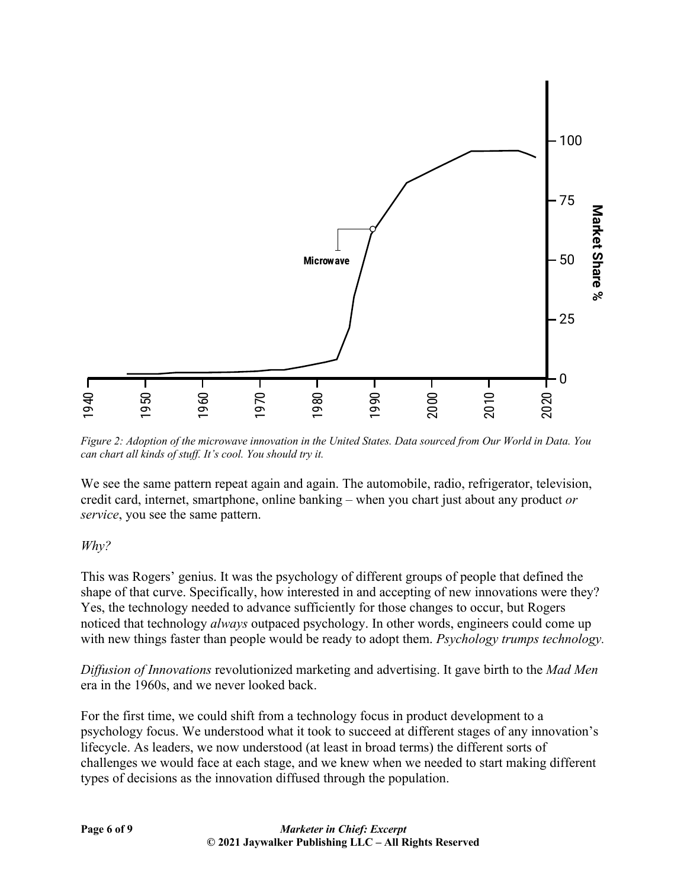*Figure 2: Adoption of the microwave innovation in the United States. Data sourced from Our World in Data. You can chart all kinds of stuff. It's cool. You should try it.*

We see the same pattern repeat again and again. The automobile, radio, refrigerator, television, credit card, internet, smartphone, online banking – when you chart just about any product *or service*, you see the same pattern.

*Why?*

This was Rogers' genius. It was the psychology of different groups of people that defined the shape of that curve. Specifically, how interested in and accepting of new innovations were they? Yes, the technology needed to advance sufficiently for those changes to occur, but Rogers noticed that technology *always* outpaced psychology. In other words, engineers could come up with new things faster than people would be ready to adopt them. *Psychology trumps technology.*

*Diffusion of Innovations* revolutionized marketing and advertising. It gave birth to the *Mad Men* era in the 1960s, and we never looked back.

For the first time, we could shift from a technology focus in product development to a psychology focus. We understood what it took to succeed at different stages of any innovation's lifecycle. As leaders, we now understood (at least in broad terms) the different sorts of challenges we would face at each stage, and we knew when we needed to start making different types of decisions as the innovation diffused through the population.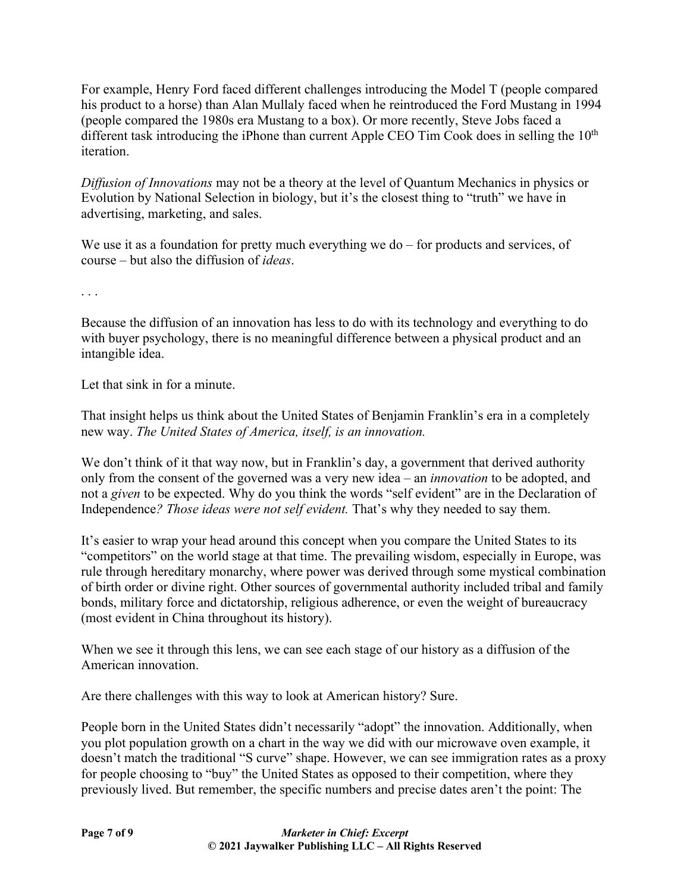For example, Henry Ford faced different challenges introducing the Model T (people compared his product to a horse) than Alan Mullaly faced when he reintroduced the Ford Mustang in 1994 (people compared the 1980s era Mustang to a box). Or more recently, Steve Jobs faced a different task introducing the iPhone than current Apple CEO Tim Cook does in selling the 10th iteration.

*Diffusion of Innovations* may not be a theory at the level of Quantum Mechanics in physics or Evolution by National Selection in biology, but it's the closest thing to "truth" we have in advertising, marketing, and sales.

We use it as a foundation for pretty much everything we do – for products and services, of course – but also the diffusion of *ideas*.

. . .

Because the diffusion of an innovation has less to do with its technology and everything to do with buyer psychology, there is no meaningful difference between a physical product and an intangible idea.

Let that sink in for a minute.

That insight helps us think about the United States of Benjamin Franklin's era in a completely new way. *The United States of America, itself, is an innovation.*

We don't think of it that way now, but in Franklin's day, a government that derived authority only from the consent of the governed was a very new idea – an *innovation* to be adopted, and not a *given* to be expected. Why do you think the words "self evident" are in the Declaration of Independence*? Those ideas were not self evident.* That's why they needed to say them.

It's easier to wrap your head around this concept when you compare the United States to its "competitors" on the world stage at that time. The prevailing wisdom, especially in Europe, was rule through hereditary monarchy, where power was derived through some mystical combination of birth order or divine right. Other sources of governmental authority included tribal and family bonds, military force and dictatorship, religious adherence, or even the weight of bureaucracy (most evident in China throughout its history).

When we see it through this lens, we can see each stage of our history as a diffusion of the American innovation.

Are there challenges with this way to look at American history? Sure.

People born in the United States didn't necessarily "adopt" the innovation. Additionally, when you plot population growth on a chart in the way we did with our microwave oven example, it doesn't match the traditional "S curve" shape. However, we can see immigration rates as a proxy for people choosing to "buy" the United States as opposed to their competition, where they previously lived. But remember, the specific numbers and precise dates aren't the point: The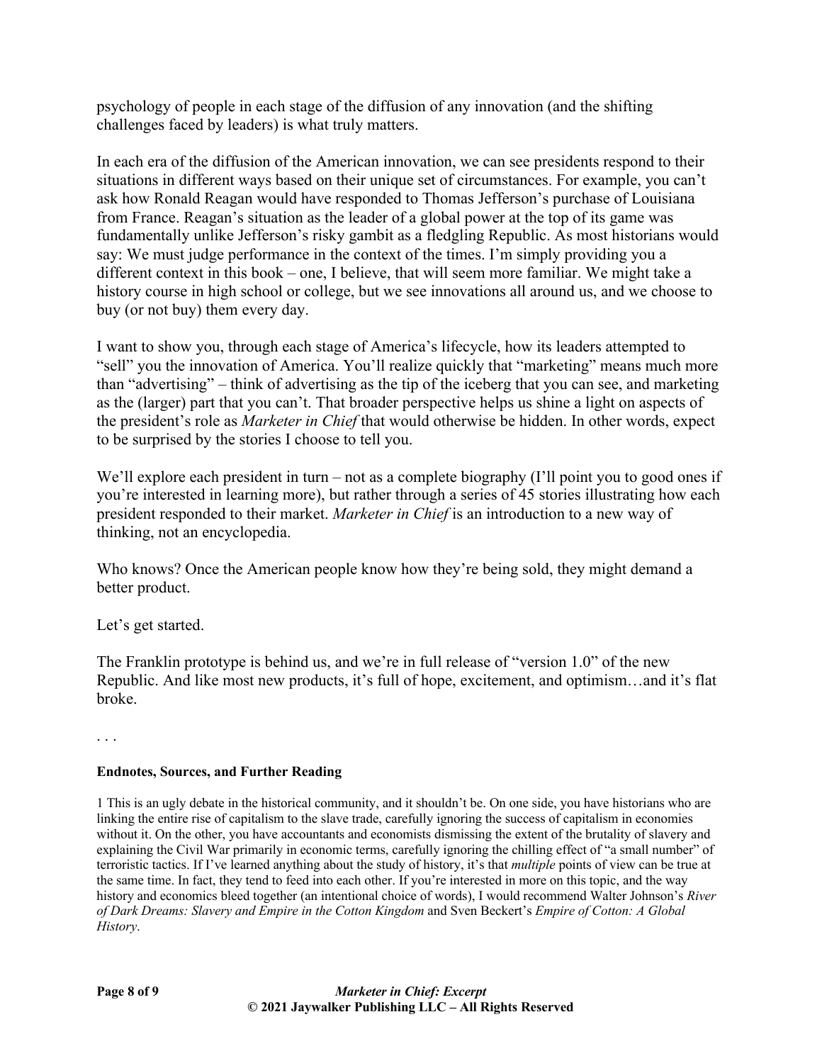psychology of people in each stage of the diffusion of any innovation (and the shifting challenges faced by leaders) is what truly matters.

In each era of the diffusion of the American innovation, we can see presidents respond to their situations in different ways based on their unique set of circumstances. For example, you can't ask how Ronald Reagan would have responded to Thomas Jefferson's purchase of Louisiana from France. Reagan's situation as the leader of a global power at the top of its game was fundamentally unlike Jefferson's risky gambit as a fledgling Republic. As most historians would say: We must judge performance in the context of the times. I'm simply providing you a different context in this book – one, I believe, that will seem more familiar. We might take a history course in high school or college, but we see innovations all around us, and we choose to buy (or not buy) them every day.

I want to show you, through each stage of America's lifecycle, how its leaders attempted to "sell" you the innovation of America. You'll realize quickly that "marketing" means much more than "advertising" – think of advertising as the tip of the iceberg that you can see, and marketing as the (larger) part that you can't. That broader perspective helps us shine a light on aspects of the president's role as *Marketer in Chief* that would otherwise be hidden. In other words, expect to be surprised by the stories I choose to tell you.

We'll explore each president in turn – not as a complete biography (I'll point you to good ones if you're interested in learning more), but rather through a series of 45 stories illustrating how each president responded to their market. *Marketer in Chief* is an introduction to a new way of thinking, not an encyclopedia.

Who knows? Once the American people know how they're being sold, they might demand a better product.

Let's get started.

The Franklin prototype is behind us, and we're in full release of "version 1.0" of the new Republic. And like most new products, it's full of hope, excitement, and optimism…and it's flat broke.

. . .

**Endnotes, Sources, and Further Reading**

1 This is an ugly debate in the historical community, and it shouldn't be. On one side, you have historians who are linking the entire rise of capitalism to the slave trade, carefully ignoring the success of capitalism in economies without it. On the other, you have accountants and economists dismissing the extent of the brutality of slavery and explaining the Civil War primarily in economic terms, carefully ignoring the chilling effect of "a small number" of terroristic tactics. If I've learned anything about the study of history, it's that *multiple* points of view can be true at the same time. In fact, they tend to feed into each other. If you're interested in more on this topic, and the way history and economics bleed together (an intentional choice of words), I would recommend Walter Johnson's *River of Dark Dreams: Slavery and Empire in the Cotton Kingdom* and Sven Beckert's *Empire of Cotton: A Global History*.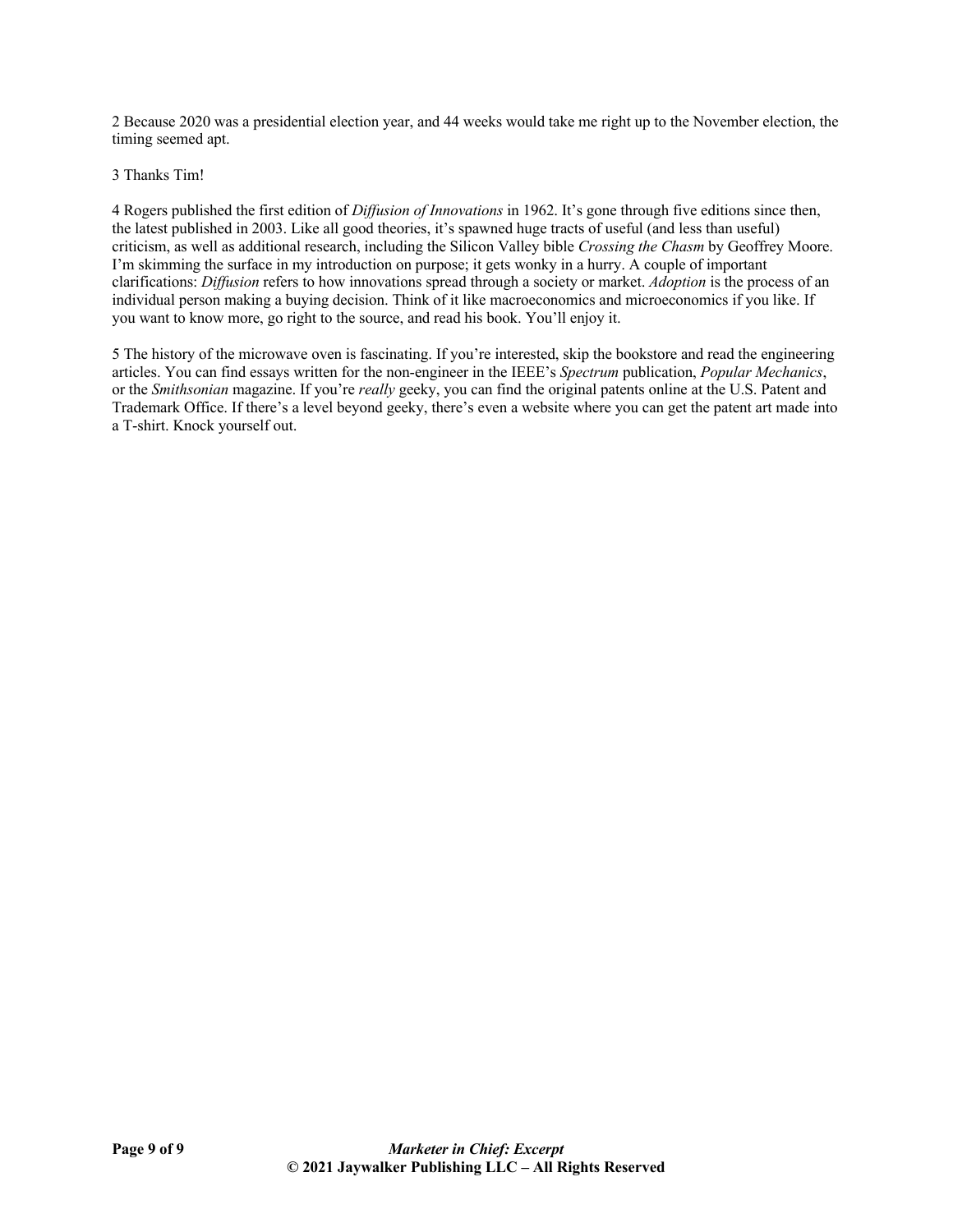2 Because 2020 was a presidential election year, and 44 weeks would take me right up to the November election, the timing seemed apt.

3 Thanks Tim!

4 Rogers published the first edition of *Diffusion of Innovations* in 1962. It's gone through five editions since then, the latest published in 2003. Like all good theories, it's spawned huge tracts of useful (and less than useful) criticism, as well as additional research, including the Silicon Valley bible *Crossing the Chasm* by Geoffrey Moore. I'm skimming the surface in my introduction on purpose; it gets wonky in a hurry. A couple of important clarifications: *Diffusion* refers to how innovations spread through a society or market. *Adoption* is the process of an individual person making a buying decision. Think of it like macroeconomics and microeconomics if you like. If you want to know more, go right to the source, and read his book. You'll enjoy it.

5 The history of the microwave oven is fascinating. If you're interested, skip the bookstore and read the engineering articles. You can find essays written for the non-engineer in the IEEE's *Spectrum* publication, *Popular Mechanics*, or the *Smithsonian* magazine. If you're *really* geeky, you can find the original patents online at the U.S. Patent and Trademark Office. If there's a level beyond geeky, there's even a website where you can get the patent art made into a T-shirt. Knock yourself out.